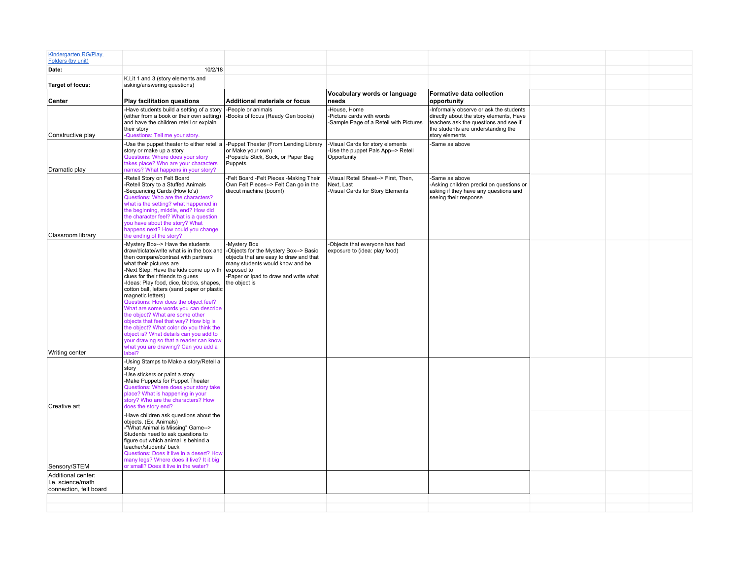[Kindergarten RG/Play Folders (by unit)](#)

**Date:** 10/2/18

**Target of focus:** K.Lit 1 and 3 (story elements and asking/answering questions)

| Center | Play facilitation questions | Additional materials or focus | Vocabulary words or language needs | Formative data collection opportunity |
|---|---|---|---|---|
| Constructive play | -Have students build a setting of a story (either from a book or their own setting) and have the children retell or explain their story<br>-Questions: Tell me your story. | -People or animals<br>-Books of focus (Ready Gen books) | -House, Home<br>-Picture cards with words<br>-Sample Page of a Retell with Pictures | -Informally observe or ask the students directly about the story elements, Have teachers ask the questions and see if the students are understanding the story elements |
| Dramatic play | -Use the puppet theater to either retell a story or make up a story<br>Questions: Where does your story takes place? Who are your characters names? What happens in your story? | -Puppet Theater (From Lending Library or Make your own)<br>-Popsicle Stick, Sock, or Paper Bag Puppets | -Visual Cards for story elements<br>-Use the puppet Pals App--> Retell Opportunity | -Same as above |
| Classroom library | -Retell Story on Felt Board<br>-Retell Story to a Stuffed Animals<br>-Sequencing Cards (How to's)<br>Questions: Who are the characters? what is the setting? what happened in the beginning, middle, end? How did the character feel? What is a question you have about the story? What happens next? How could you change the ending of the story? | -Felt Board -Felt Pieces -Making Their Own Felt Pieces--> Felt Can go in the diecut machine (boom!) | -Visual Retell Sheet--> First, Then, Next, Last<br>-Visual Cards for Story Elements | -Same as above<br>-Asking children prediction questions or asking if they have any questions and seeing their response |
| Writing center | -Mystery Box--> Have the students draw/dictate/write what is in the box and then compare/contrast with partners what their pictures are<br>-Next Step: Have the kids come up with clues for their friends to guess<br>-Ideas: Play food, dice, blocks, shapes, cotton ball, letters (sand paper or plastic magnetic letters)<br>Questions: How does the object feel? What are some words you can describe the object? What are some other objects that feel that way? How big is the object? What color do you think the object is? What details can you add to your drawing so that a reader can know what you are drawing? Can you add a label? | -Mystery Box<br>-Objects for the Mystery Box--> Basic objects that are easy to draw and that many students would know and be exposed to<br>-Paper or Ipad to draw and write what the object is | -Objects that everyone has had exposure to (idea: play food) | |
| Creative art | -Using Stamps to Make a story/Retell a story<br>-Use stickers or paint a story<br>-Make Puppets for Puppet Theater<br>Questions: Where does your story take place? What is happening in your story? Who are the characters? How does the story end? | | | |
| Sensory/STEM | -Have children ask questions about the objects. (Ex. Animals)<br>-"What Animal is Missing" Game--> Students need to ask questions to figure out which animal is behind a teacher/students' back<br>Questions: Does it live in a desert? How many legs? Where does it live? It it big or small? Does it live in the water? | | | |
| Additional center: I.e. science/math connection, felt board | | | | |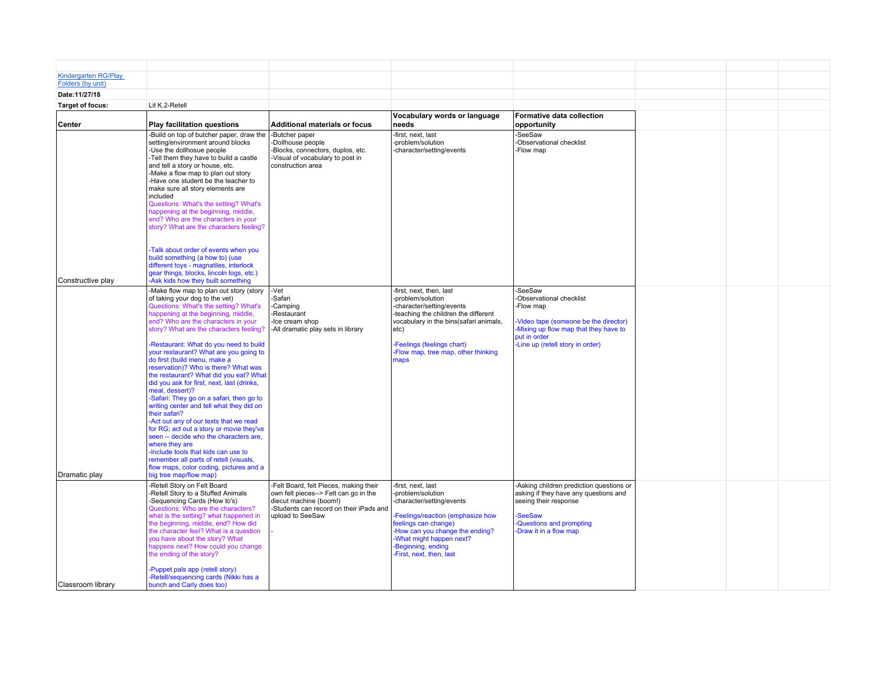Kindergarten RG/Play Folders (by unit)

**Date:11/27/18**

**Target of focus:** Lit K.2-Retell

| Center | Play facilitation questions | Additional materials or focus | Vocabulary words or language needs | Formative data collection opportunity |
|---|---|---|---|---|
| Constructive play | -Build on top of butcher paper, draw the setting/environment around blocks<br>-Use the dollhosue people<br>-Tell them they have to build a castle and tell a story or house, etc.<br>-Make a flow map to plan out story<br>-Have one student be the teacher to make sure all story elements are included<br>Questions: What's the setting? What's happening at the beginning, middle, end? Who are the characters in your story? What are the characters feeling?<br><br>-Talk about order of events when you build something (a how to) (use different toys - magnatiles, interlock gear things, blocks, lincoln logs, etc.)<br>-Ask kids how they built something | -Butcher paper<br>-Dollhouse people<br>-Blocks, connectors, duplos, etc.<br>-Visual of vocabulary to post in construction area | -first, next, last<br>-problem/solution<br>-character/setting/events | -SeeSaw<br>-Observational checklist<br>-Flow map |
| Dramatic play | -Make flow map to plan out story (story of taking your dog to the vet)<br>Questions: What's the setting? What's happening at the beginning, middle, end? Who are the characters in your story? What are the characters feeling?<br><br>-Restaurant: What do you need to build your restaurant? What are you going to do first (build menu, make a reservation)? Who is there? What was the restaurant? What did you eat? What did you ask for first, next, last (drinks, meal, dessert)?<br>-Safari: They go on a safari, then go to writing center and tell what they did on their safari?<br>-Act out any of our texts that we read for RG; act out a story or movie they've seen -- decide who the characters are, where they are<br>-Include tools that kids can use to remember all parts of retell (visuals, flow maps, color coding, pictures and a big tree map/flow map) | -Vet<br>-Safari<br>-Camping<br>-Restaurant<br>-Ice cream shop<br>-All dramatic play sets in library | -first, next, then, last<br>-problem/solution<br>-character/setting/events<br>-teaching the children the different vocabulary in the bins(safari animals, etc)<br><br>-Feelings (feelings chart)<br>-Flow map, tree map, other thinking maps | -SeeSaw<br>-Observational checklist<br>-Flow map<br><br>-Video tape (someone be the director)<br>-Mixing up flow map that they have to put in order<br>-Line up (retell story in order) |
| Classroom library | -Retell Story on Felt Board<br>-Retell Story to a Stuffed Animals<br>-Sequencing Cards (How to's)<br>Questions: Who are the characters? what is the setting? what happened in the beginning, middle, end? How did the character feel? What is a question you have about the story? What happens next? How could you change the ending of the story?<br><br>-Puppet pals app (retell story)<br>-Retell/sequencing cards (Nikki has a bunch and Carly does too) | -Felt Board, felt Pieces, making their own felt pieces--> Felt can go in the diecut machine (boom!)<br>-Students can record on their iPads and upload to SeeSaw<br><br>- | -first, next, last<br>-problem/solution<br>-character/setting/events<br><br>-Feelings/reaction (emphasize how feelings can change)<br>-How can you change the ending?<br>-What might happen next?<br>-Beginning, ending<br>-First, next, then, last | -Asking children prediction questions or asking if they have any questions and seeing their response<br><br>-SeeSaw<br>-Questions and prompting<br>-Draw it in a flow map |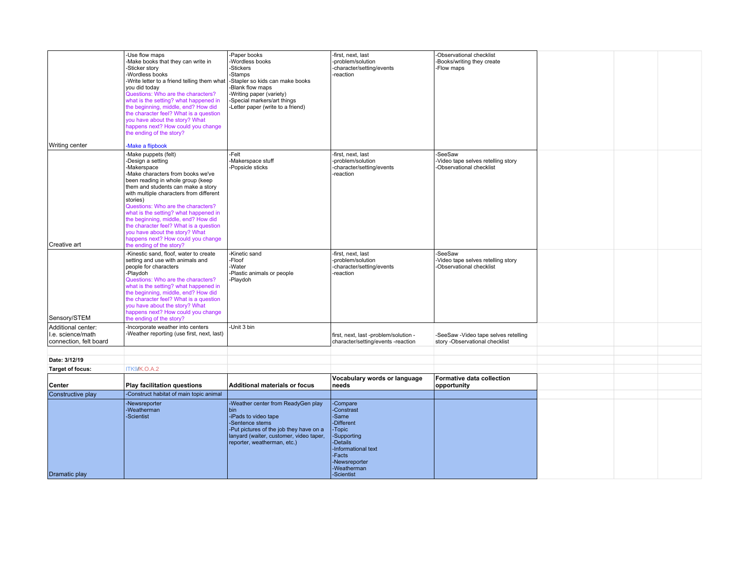| Center | Play facilitation questions | Additional materials or focus | Vocabulary words or language needs | Formative data collection opportunity |
|---|---|---|---|---|
| Writing center | -Use flow maps<br>-Make books that they can write in<br>-Sticker story<br>-Wordless books<br>-Write letter to a friend telling them what you did today<br>Questions: Who are the characters? what is the setting? what happened in the beginning, middle, end? How did the character feel? What is a question you have about the story? What happens next? How could you change the ending of the story?<br>-Make a flipbook | -Paper books<br>-Wordless books<br>-Stickers<br>-Stamps<br>-Stapler so kids can make books<br>-Blank flow maps<br>-Writing paper (variety)<br>-Special markers/art things<br>-Letter paper (write to a friend) | -first, next, last<br>-problem/solution<br>-character/setting/events<br>-reaction | -Observational checklist<br>-Books/writing they create<br>-Flow maps |
| Creative art | -Make puppets (felt)<br>-Design a setting<br>-Makerspace<br>-Make characters from books we've been reading in whole group (keep them and students can make a story with multiple characters from different stories)<br>Questions: Who are the characters? what is the setting? what happened in the beginning, middle, end? How did the character feel? What is a question you have about the story? What happens next? How could you change the ending of the story? | -Felt<br>-Makerspace stuff<br>-Popsicle sticks | -first, next, last<br>-problem/solution<br>-character/setting/events<br>-reaction | -SeeSaw<br>-Video tape selves retelling story<br>-Observational checklist |
| Sensory/STEM | -Kinetic sand, floof, water to create setting and use with animals and people for characters<br>-Playdoh<br>Questions: Who are the characters? what is the setting? what happened in the beginning, middle, end? How did the character feel? What is a question you have about the story? What happens next? How could you change the ending of the story? | -Kinetic sand<br>-Floof<br>-Water<br>-Plastic animals or people<br>-Playdoh | -first, next, last<br>-problem/solution<br>-character/setting/events<br>-reaction | -SeeSaw<br>-Video tape selves retelling story<br>-Observational checklist |
| Additional center: I.e. science/math connection, felt board | -Incorporate weather into centers<br>-Weather reporting (use first, next, last) | -Unit 3 bin | first, next, last -problem/solution -character/setting/events -reaction | -SeeSaw -Video tape selves retelling story -Observational checklist |

**Date: 3/12/19**

**Target of focus:** ITK9/K.O.A.2

| Center | Play facilitation questions | Additional materials or focus | Vocabulary words or language needs | Formative data collection opportunity |
|---|---|---|---|---|
| Constructive play | -Construct habitat of main topic animal | | | |
| Dramatic play | -Newsreporter<br>-Weatherman<br>-Scientist | -Weather center from ReadyGen play bin<br>-iPads to video tape<br>-Sentence stems<br>-Put pictures of the job they have on a lanyard (waiter, customer, video taper, reporter, weatherman, etc.) | -Compare<br>-Constrast<br>-Same<br>-Different<br>-Topic<br>-Supporting<br>-Details<br>-Informational text<br>-Facts<br>-Newsreporter<br>-Weatherman<br>-Scientist | |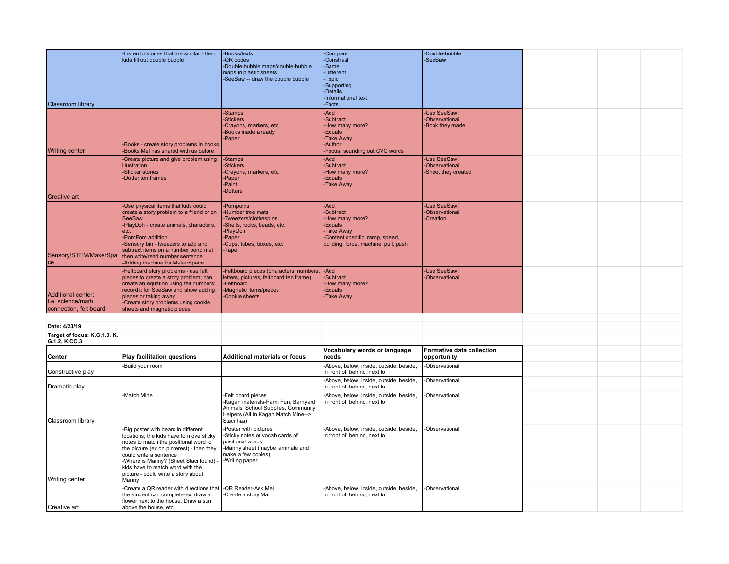| Classroom library | -Listen to stories that are similar - then kids fill out double bubble | -Books/texts<br>-QR codes<br>-Double-bubble maps/double-bubble maps in plastic sheets<br>-SeeSaw -- draw the double bubble | -Compare<br>-Contrast<br>-Same<br>-Different<br>-Topic<br>-Supporting<br>-Details<br>-Informational text<br>-Facts | -Double-bubble<br>-SeeSaw |
|---|---|---|---|---|
| Writing center | -Books - create story problems in books<br>-Books Mel has shared with us before | -Stamps<br>-Stickers<br>-Crayons, markers, etc.<br>-Books made already<br>-Paper | -Add<br>-Subtract<br>-How many more?<br>-Equals<br>-Take Away<br>-Author<br>-Focus: sounding out CVC words | -Use SeeSaw!<br>-Observational<br>-Book they made |
| Creative art | -Create picture and give problem using illustration<br>-Sticker stories<br>-Dotter ten frames | -Stamps<br>-Stickers<br>-Crayons, markers, etc.<br>-Paper<br>-Paint<br>-Dotters | -Add<br>-Subtract<br>-How many more?<br>-Equals<br>-Take Away | -Use SeeSaw!<br>-Observational<br>-Sheet they created |
| Sensory/STEM/MakerSpace | -Use physical items that kids could create a story problem to a friend or on SeeSaw<br>-PlayDoh - create animals, characters, etc.<br>-PomPom addition<br>-Sensory bin - tweezers to add and subtract items on a number bond mat then write/read number sentence<br>-Adding machine for MakerSpace | -Pompoms<br>-Number tree mats<br>-Tweezers/clothespins<br>-Shells, rocks, beads, etc.<br>-PlayDoh<br>-Paper<br>-Cups, tubes, boxes, etc.<br>-Tape | -Add<br>-Subtract<br>-How many more?<br>-Equals<br>-Take Away<br>-Content specific: ramp, speed, building, force, machine, pull, push | -Use SeeSaw!<br>-Observational<br>-Creation |
| Additional center: I.e. science/math connection, felt board | -Feltboard story problems - use felt pieces to create a story problem; can create an equation using felt numbers; record it for SeeSaw and show adding pieces or taking away<br>-Create story problems using cookie sheets and magnetic pieces | -Feltboard pieces (characters, numbers, letters, pictures, feltboard ten frame)<br>-Feltboard<br>-Magnetic items/pieces<br>-Cookie sheets | -Add<br>-Subtract<br>-How many more?<br>-Equals<br>-Take Away | -Use SeeSaw!<br>-Observational |

**Date: 4/23/19**

**Target of focus: K.G.1.3, K. G.1.2, K.CC.3**

| **Center** | **Play facilitation questions** | **Additional materials or focus** | **Vocabulary words or language needs** | **Formative data collection opportunity** |
|---|---|---|---|---|
| Constructive play | -Build your room | | -Above, below, inside, outside, beside, in front of, behind, next to | -Observational |
| Dramatic play | | | -Above, below, inside, outside, beside, in front of, behind, next to | -Observational |
| Classroom library | -Match Mine | -Felt board pieces<br>-Kagan materials-Farm Fun, Barnyard Animals, School Supplies, Community Helpers (All in Kagan Match Mine--> Staci has) | -Above, below, inside, outside, beside, in front of, behind, next to | -Observational |
| Writing center | -Big poster with bears in different locations; the kids have to move sticky notes to match the positional word to the picture (ex on pinterest) - then they could write a sentence<br>-Where is Manny? (Sheet Staci found) - kids have to match word with the picture - could write a story about Manny | -Poster with pictures<br>-Sticky notes or vocab cards of positional words<br>-Manny sheet (maybe laminate and make a few copies)<br>-Writing paper | -Above, below, inside, outside, beside, in front of, behind, next to | -Observational |
| Creative art | -Create a QR reader with directions that the student can complete-ex. draw a flower next to the house. Draw a sun above the house, etc | -QR Reader-Ask Mel<br>-Create a story Mat | -Above, below, inside, outside, beside, in front of, behind, next to | -Observational |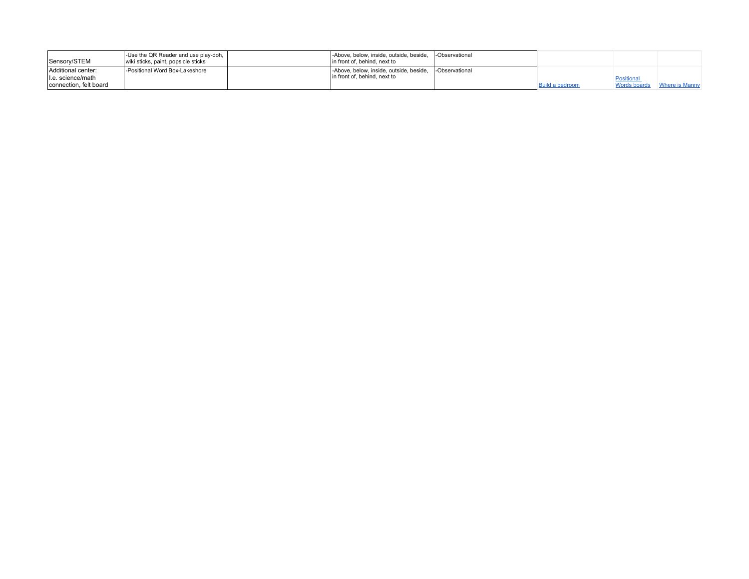| | | | | | | | |
|---|---|---|---|---|---|---|---|
| Sensory/STEM | -Use the QR Reader and use play-doh, wiki sticks, paint, popsicle sticks | | -Above, below, inside, outside, beside, in front of, behind, next to | -Observational | | | |
| Additional center: I.e. science/math connection, felt board | -Positional Word Box-Lakeshore | | -Above, below, inside, outside, beside, in front of, behind, next to | -Observational | Build a bedroom | Positional Words boards | Where is Manny |